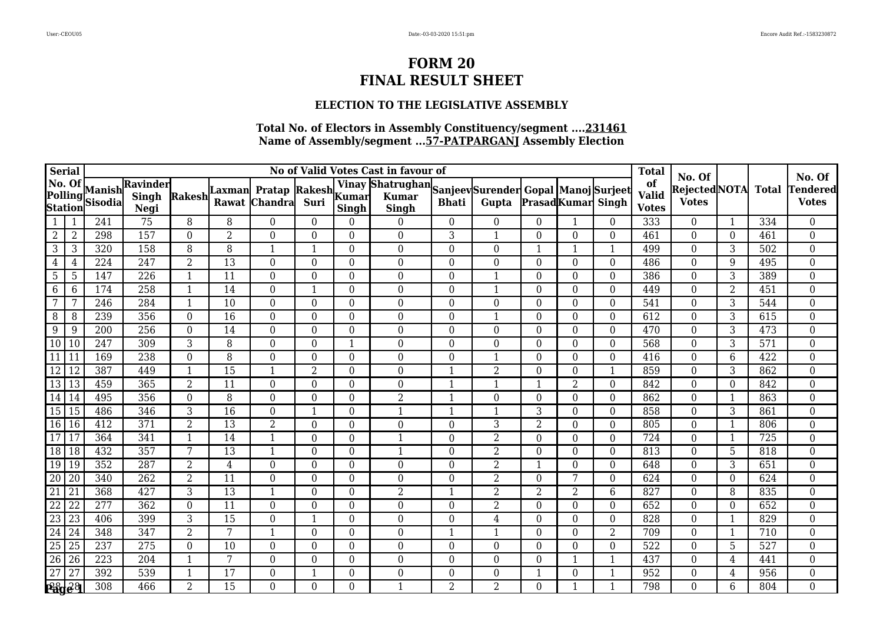# FORM 20
# FINAL RESULT SHEET

### ELECTION TO THE LEGISLATIVE ASSEMBLY

**Total No. of Electors in Assembly Constituency/segment ....231461**
**Name of Assembly/segment ...57-PATPARGANJ Assembly Election**

| Serial | No. Of Polling Station | No of Valid Votes Cast in favour of | | | | | | | | | | | | | Total of Valid Votes | No. Of Rejected Votes | NOTA | Total | No. Of Tendered Votes |
|---|---|---|---|---|---|---|---|---|---|---|---|---|---|---|---|---|---|---|---|
| | | Manish Sisodia | Ravinder Singh Negi | Rakesh | Laxman Rawat | Pratap Chandra | Rakesh Suri | Vinay Kumar Singh | Shatrughan Kumar Singh | Sanjeev Bhati | Surender Gupta | Gopal Prasad | Manoj Kumar | Surjeet Singh | | | | | |
| 1 | 1 | 241 | 75 | 8 | 8 | 0 | 0 | 0 | 0 | 0 | 0 | 0 | 1 | 0 | 333 | 0 | 1 | 334 | 0 |
| 2 | 2 | 298 | 157 | 0 | 2 | 0 | 0 | 0 | 0 | 3 | 1 | 0 | 0 | 0 | 461 | 0 | 0 | 461 | 0 |
| 3 | 3 | 320 | 158 | 8 | 8 | 1 | 1 | 0 | 0 | 0 | 0 | 1 | 1 | 1 | 499 | 0 | 3 | 502 | 0 |
| 4 | 4 | 224 | 247 | 2 | 13 | 0 | 0 | 0 | 0 | 0 | 0 | 0 | 0 | 0 | 486 | 0 | 9 | 495 | 0 |
| 5 | 5 | 147 | 226 | 1 | 11 | 0 | 0 | 0 | 0 | 0 | 1 | 0 | 0 | 0 | 386 | 0 | 3 | 389 | 0 |
| 6 | 6 | 174 | 258 | 1 | 14 | 0 | 1 | 0 | 0 | 0 | 1 | 0 | 0 | 0 | 449 | 0 | 2 | 451 | 0 |
| 7 | 7 | 246 | 284 | 1 | 10 | 0 | 0 | 0 | 0 | 0 | 0 | 0 | 0 | 0 | 541 | 0 | 3 | 544 | 0 |
| 8 | 8 | 239 | 356 | 0 | 16 | 0 | 0 | 0 | 0 | 0 | 1 | 0 | 0 | 0 | 612 | 0 | 3 | 615 | 0 |
| 9 | 9 | 200 | 256 | 0 | 14 | 0 | 0 | 0 | 0 | 0 | 0 | 0 | 0 | 0 | 470 | 0 | 3 | 473 | 0 |
| 10 | 10 | 247 | 309 | 3 | 8 | 0 | 0 | 1 | 0 | 0 | 0 | 0 | 0 | 0 | 568 | 0 | 3 | 571 | 0 |
| 11 | 11 | 169 | 238 | 0 | 8 | 0 | 0 | 0 | 0 | 0 | 1 | 0 | 0 | 0 | 416 | 0 | 6 | 422 | 0 |
| 12 | 12 | 387 | 449 | 1 | 15 | 1 | 2 | 0 | 0 | 1 | 2 | 0 | 0 | 1 | 859 | 0 | 3 | 862 | 0 |
| 13 | 13 | 459 | 365 | 2 | 11 | 0 | 0 | 0 | 0 | 1 | 1 | 1 | 2 | 0 | 842 | 0 | 0 | 842 | 0 |
| 14 | 14 | 495 | 356 | 0 | 8 | 0 | 0 | 0 | 2 | 1 | 0 | 0 | 0 | 0 | 862 | 0 | 1 | 863 | 0 |
| 15 | 15 | 486 | 346 | 3 | 16 | 0 | 1 | 0 | 1 | 1 | 1 | 3 | 0 | 0 | 858 | 0 | 3 | 861 | 0 |
| 16 | 16 | 412 | 371 | 2 | 13 | 2 | 0 | 0 | 0 | 0 | 3 | 2 | 0 | 0 | 805 | 0 | 1 | 806 | 0 |
| 17 | 17 | 364 | 341 | 1 | 14 | 1 | 0 | 0 | 1 | 0 | 2 | 0 | 0 | 0 | 724 | 0 | 1 | 725 | 0 |
| 18 | 18 | 432 | 357 | 7 | 13 | 1 | 0 | 0 | 1 | 0 | 2 | 0 | 0 | 0 | 813 | 0 | 5 | 818 | 0 |
| 19 | 19 | 352 | 287 | 2 | 4 | 0 | 0 | 0 | 0 | 0 | 2 | 1 | 0 | 0 | 648 | 0 | 3 | 651 | 0 |
| 20 | 20 | 340 | 262 | 2 | 11 | 0 | 0 | 0 | 0 | 0 | 2 | 0 | 7 | 0 | 624 | 0 | 0 | 624 | 0 |
| 21 | 21 | 368 | 427 | 3 | 13 | 1 | 0 | 0 | 2 | 1 | 2 | 2 | 2 | 6 | 827 | 0 | 8 | 835 | 0 |
| 22 | 22 | 277 | 362 | 0 | 11 | 0 | 0 | 0 | 0 | 0 | 2 | 0 | 0 | 0 | 652 | 0 | 0 | 652 | 0 |
| 23 | 23 | 406 | 399 | 3 | 15 | 0 | 1 | 0 | 0 | 0 | 4 | 0 | 0 | 0 | 828 | 0 | 1 | 829 | 0 |
| 24 | 24 | 348 | 347 | 2 | 7 | 1 | 0 | 0 | 0 | 1 | 1 | 0 | 0 | 2 | 709 | 0 | 1 | 710 | 0 |
| 25 | 25 | 237 | 275 | 0 | 10 | 0 | 0 | 0 | 0 | 0 | 0 | 0 | 0 | 0 | 522 | 0 | 5 | 527 | 0 |
| 26 | 26 | 223 | 204 | 1 | 7 | 0 | 0 | 0 | 0 | 0 | 0 | 0 | 1 | 1 | 437 | 0 | 4 | 441 | 0 |
| 27 | 27 | 392 | 539 | 1 | 17 | 0 | 1 | 0 | 0 | 0 | 0 | 1 | 0 | 1 | 952 | 0 | 4 | 956 | 0 |
| 28 | 28 | 308 | 466 | 2 | 15 | 0 | 0 | 0 | 1 | 2 | 2 | 0 | 1 | 1 | 798 | 0 | 6 | 804 | 0 |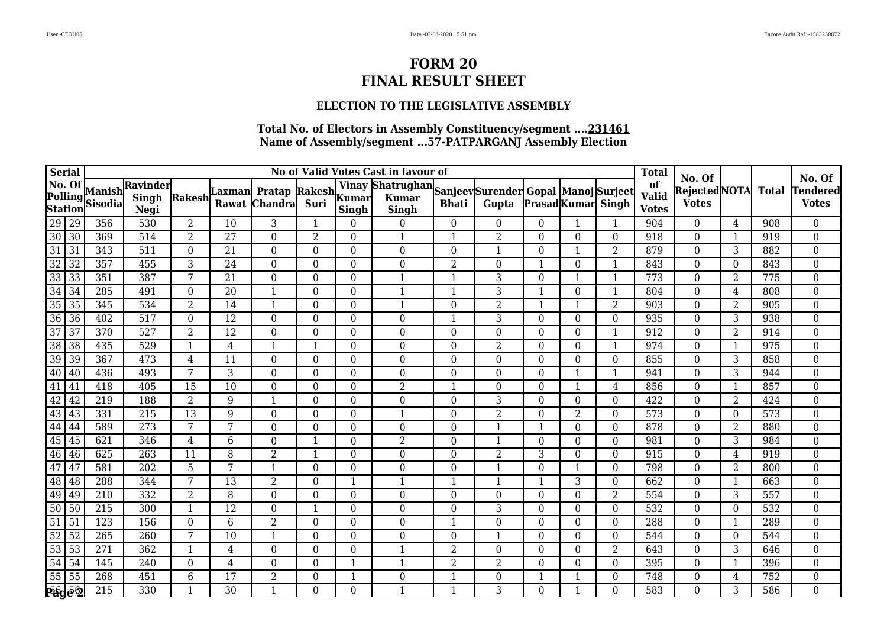# FORM 20
# FINAL RESULT SHEET

### ELECTION TO THE LEGISLATIVE ASSEMBLY

**Total No. of Electors in Assembly Constituency/segment ....231461**
**Name of Assembly/segment ...57-PATPARGANJ Assembly Election**

| Serial No. Of Polling Station | | Manish Sisodia | Ravinder Singh Negi | Rakesh | Laxman Rawat | Pratap Chandra | Rakesh Suri | Vinay Kumar Singh | Shatrughan Kumar Singh | Sanjeev Bhati | Surender Gupta | Gopal Prasad | Manoj Kumar | Surjeet Singh | Total of Valid Votes | No. Of Rejected Votes | NOTA | Total | No. Of Tendered Votes |
|---|---|---|---|---|---|---|---|---|---|---|---|---|---|---|---|---|---|---|---|
| 29 | 29 | 356 | 530 | 2 | 10 | 3 | 1 | 0 | 0 | 0 | 0 | 0 | 1 | 1 | 904 | 0 | 4 | 908 | 0 |
| 30 | 30 | 369 | 514 | 2 | 27 | 0 | 2 | 0 | 1 | 1 | 2 | 0 | 0 | 0 | 918 | 0 | 1 | 919 | 0 |
| 31 | 31 | 343 | 511 | 0 | 21 | 0 | 0 | 0 | 0 | 0 | 1 | 0 | 1 | 2 | 879 | 0 | 3 | 882 | 0 |
| 32 | 32 | 357 | 455 | 3 | 24 | 0 | 0 | 0 | 0 | 2 | 0 | 1 | 0 | 1 | 843 | 0 | 0 | 843 | 0 |
| 33 | 33 | 351 | 387 | 7 | 21 | 0 | 0 | 0 | 1 | 1 | 3 | 0 | 1 | 1 | 773 | 0 | 2 | 775 | 0 |
| 34 | 34 | 285 | 491 | 0 | 20 | 1 | 0 | 0 | 1 | 1 | 3 | 1 | 0 | 1 | 804 | 0 | 4 | 808 | 0 |
| 35 | 35 | 345 | 534 | 2 | 14 | 1 | 0 | 0 | 1 | 0 | 2 | 1 | 1 | 2 | 903 | 0 | 2 | 905 | 0 |
| 36 | 36 | 402 | 517 | 0 | 12 | 0 | 0 | 0 | 0 | 1 | 3 | 0 | 0 | 0 | 935 | 0 | 3 | 938 | 0 |
| 37 | 37 | 370 | 527 | 2 | 12 | 0 | 0 | 0 | 0 | 0 | 0 | 0 | 0 | 1 | 912 | 0 | 2 | 914 | 0 |
| 38 | 38 | 435 | 529 | 1 | 4 | 1 | 1 | 0 | 0 | 0 | 2 | 0 | 0 | 1 | 974 | 0 | 1 | 975 | 0 |
| 39 | 39 | 367 | 473 | 4 | 11 | 0 | 0 | 0 | 0 | 0 | 0 | 0 | 0 | 0 | 855 | 0 | 3 | 858 | 0 |
| 40 | 40 | 436 | 493 | 7 | 3 | 0 | 0 | 0 | 0 | 0 | 0 | 0 | 1 | 1 | 941 | 0 | 3 | 944 | 0 |
| 41 | 41 | 418 | 405 | 15 | 10 | 0 | 0 | 0 | 2 | 1 | 0 | 0 | 1 | 4 | 856 | 0 | 1 | 857 | 0 |
| 42 | 42 | 219 | 188 | 2 | 9 | 1 | 0 | 0 | 0 | 0 | 3 | 0 | 0 | 0 | 422 | 0 | 2 | 424 | 0 |
| 43 | 43 | 331 | 215 | 13 | 9 | 0 | 0 | 0 | 1 | 0 | 2 | 0 | 2 | 0 | 573 | 0 | 0 | 573 | 0 |
| 44 | 44 | 589 | 273 | 7 | 7 | 0 | 0 | 0 | 0 | 0 | 1 | 1 | 0 | 0 | 878 | 0 | 2 | 880 | 0 |
| 45 | 45 | 621 | 346 | 4 | 6 | 0 | 1 | 0 | 2 | 0 | 1 | 0 | 0 | 0 | 981 | 0 | 3 | 984 | 0 |
| 46 | 46 | 625 | 263 | 11 | 8 | 2 | 1 | 0 | 0 | 0 | 2 | 3 | 0 | 0 | 915 | 0 | 4 | 919 | 0 |
| 47 | 47 | 581 | 202 | 5 | 7 | 1 | 0 | 0 | 0 | 0 | 1 | 0 | 1 | 0 | 798 | 0 | 2 | 800 | 0 |
| 48 | 48 | 288 | 344 | 7 | 13 | 2 | 0 | 1 | 1 | 1 | 1 | 1 | 3 | 0 | 662 | 0 | 1 | 663 | 0 |
| 49 | 49 | 210 | 332 | 2 | 8 | 0 | 0 | 0 | 0 | 0 | 0 | 0 | 0 | 2 | 554 | 0 | 3 | 557 | 0 |
| 50 | 50 | 215 | 300 | 1 | 12 | 0 | 1 | 0 | 0 | 0 | 3 | 0 | 0 | 0 | 532 | 0 | 0 | 532 | 0 |
| 51 | 51 | 123 | 156 | 0 | 6 | 2 | 0 | 0 | 0 | 1 | 0 | 0 | 0 | 0 | 288 | 0 | 1 | 289 | 0 |
| 52 | 52 | 265 | 260 | 7 | 10 | 1 | 0 | 0 | 0 | 0 | 1 | 0 | 0 | 0 | 544 | 0 | 0 | 544 | 0 |
| 53 | 53 | 271 | 362 | 1 | 4 | 0 | 0 | 0 | 1 | 2 | 0 | 0 | 0 | 2 | 643 | 0 | 3 | 646 | 0 |
| 54 | 54 | 145 | 240 | 0 | 4 | 0 | 0 | 1 | 1 | 2 | 2 | 0 | 0 | 0 | 395 | 0 | 1 | 396 | 0 |
| 55 | 55 | 268 | 451 | 6 | 17 | 2 | 0 | 1 | 0 | 1 | 0 | 1 | 1 | 0 | 748 | 0 | 4 | 752 | 0 |
| 56 | 56 | 215 | 330 | 1 | 30 | 1 | 0 | 0 | 1 | 1 | 3 | 0 | 1 | 0 | 583 | 0 | 3 | 586 | 0 |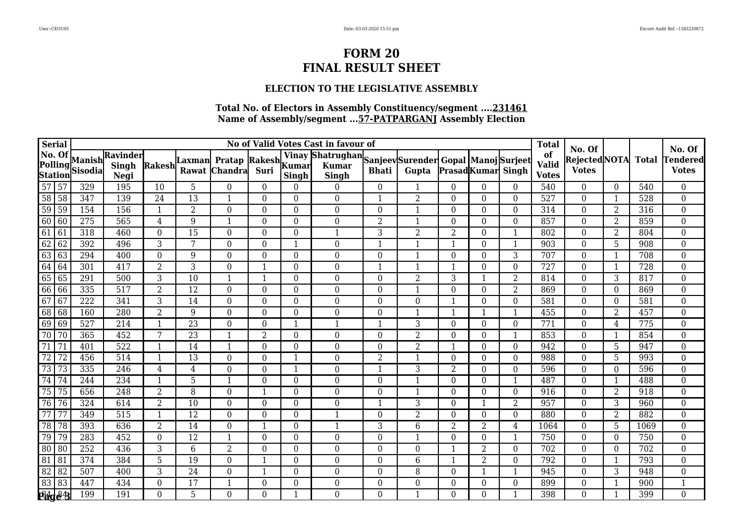# FORM 20
# FINAL RESULT SHEET

### ELECTION TO THE LEGISLATIVE ASSEMBLY

**Total No. of Electors in Assembly Constituency/segment ....231461**
**Name of Assembly/segment ...57-PATPARGANJ Assembly Election**

| Serial No. Of Polling Station | | Manish Sisodia | Ravinder Singh Negi | Rakesh | Laxman Rawat | Pratap Chandra | Rakesh Suri | Vinay Kumar Singh | Shatrughan Kumar Singh | Sanjeev Bhati | Surender Gupta | Gopal Prasad | Manoj Kumar | Surjeet Singh | Total of Valid Votes | No. Of Rejected Votes | NOTA | Total | No. Of Tendered Votes |
|---|---|---|---|---|---|---|---|---|---|---|---|---|---|---|---|---|---|---|---|
| 57 | 57 | 329 | 195 | 10 | 5 | 0 | 0 | 0 | 0 | 0 | 1 | 0 | 0 | 0 | 540 | 0 | 0 | 540 | 0 |
| 58 | 58 | 347 | 139 | 24 | 13 | 1 | 0 | 0 | 0 | 1 | 2 | 0 | 0 | 0 | 527 | 0 | 1 | 528 | 0 |
| 59 | 59 | 154 | 156 | 1 | 2 | 0 | 0 | 0 | 0 | 0 | 1 | 0 | 0 | 0 | 314 | 0 | 2 | 316 | 0 |
| 60 | 60 | 275 | 565 | 4 | 9 | 1 | 0 | 0 | 0 | 2 | 1 | 0 | 0 | 0 | 857 | 0 | 2 | 859 | 0 |
| 61 | 61 | 318 | 460 | 0 | 15 | 0 | 0 | 0 | 1 | 3 | 2 | 2 | 0 | 1 | 802 | 0 | 2 | 804 | 0 |
| 62 | 62 | 392 | 496 | 3 | 7 | 0 | 0 | 1 | 0 | 1 | 1 | 1 | 0 | 1 | 903 | 0 | 5 | 908 | 0 |
| 63 | 63 | 294 | 400 | 0 | 9 | 0 | 0 | 0 | 0 | 0 | 1 | 0 | 0 | 3 | 707 | 0 | 1 | 708 | 0 |
| 64 | 64 | 301 | 417 | 2 | 3 | 0 | 1 | 0 | 0 | 1 | 1 | 1 | 0 | 0 | 727 | 0 | 1 | 728 | 0 |
| 65 | 65 | 291 | 500 | 3 | 10 | 1 | 1 | 0 | 0 | 0 | 2 | 3 | 1 | 2 | 814 | 0 | 3 | 817 | 0 |
| 66 | 66 | 335 | 517 | 2 | 12 | 0 | 0 | 0 | 0 | 0 | 1 | 0 | 0 | 2 | 869 | 0 | 0 | 869 | 0 |
| 67 | 67 | 222 | 341 | 3 | 14 | 0 | 0 | 0 | 0 | 0 | 0 | 1 | 0 | 0 | 581 | 0 | 0 | 581 | 0 |
| 68 | 68 | 160 | 280 | 2 | 9 | 0 | 0 | 0 | 0 | 0 | 1 | 1 | 1 | 1 | 455 | 0 | 2 | 457 | 0 |
| 69 | 69 | 527 | 214 | 1 | 23 | 0 | 0 | 1 | 1 | 1 | 3 | 0 | 0 | 0 | 771 | 0 | 4 | 775 | 0 |
| 70 | 70 | 365 | 452 | 7 | 23 | 1 | 2 | 0 | 0 | 0 | 2 | 0 | 0 | 1 | 853 | 0 | 1 | 854 | 0 |
| 71 | 71 | 401 | 522 | 1 | 14 | 1 | 0 | 0 | 0 | 0 | 2 | 1 | 0 | 0 | 942 | 0 | 5 | 947 | 0 |
| 72 | 72 | 456 | 514 | 1 | 13 | 0 | 0 | 1 | 0 | 2 | 1 | 0 | 0 | 0 | 988 | 0 | 5 | 993 | 0 |
| 73 | 73 | 335 | 246 | 4 | 4 | 0 | 0 | 1 | 0 | 1 | 3 | 2 | 0 | 0 | 596 | 0 | 0 | 596 | 0 |
| 74 | 74 | 244 | 234 | 1 | 5 | 1 | 0 | 0 | 0 | 0 | 1 | 0 | 0 | 1 | 487 | 0 | 1 | 488 | 0 |
| 75 | 75 | 656 | 248 | 2 | 8 | 0 | 1 | 0 | 0 | 0 | 1 | 0 | 0 | 0 | 916 | 0 | 2 | 918 | 0 |
| 76 | 76 | 324 | 614 | 2 | 10 | 0 | 0 | 0 | 0 | 1 | 3 | 0 | 1 | 2 | 957 | 0 | 3 | 960 | 0 |
| 77 | 77 | 349 | 515 | 1 | 12 | 0 | 0 | 0 | 1 | 0 | 2 | 0 | 0 | 0 | 880 | 0 | 2 | 882 | 0 |
| 78 | 78 | 393 | 636 | 2 | 14 | 0 | 1 | 0 | 1 | 3 | 6 | 2 | 2 | 4 | 1064 | 0 | 5 | 1069 | 0 |
| 79 | 79 | 283 | 452 | 0 | 12 | 1 | 0 | 0 | 0 | 0 | 1 | 0 | 0 | 1 | 750 | 0 | 0 | 750 | 0 |
| 80 | 80 | 252 | 436 | 3 | 6 | 2 | 0 | 0 | 0 | 0 | 0 | 1 | 2 | 0 | 702 | 0 | 0 | 702 | 0 |
| 81 | 81 | 374 | 384 | 5 | 19 | 0 | 1 | 0 | 0 | 0 | 6 | 1 | 2 | 0 | 792 | 0 | 1 | 793 | 0 |
| 82 | 82 | 507 | 400 | 3 | 24 | 0 | 1 | 0 | 0 | 0 | 8 | 0 | 1 | 1 | 945 | 0 | 3 | 948 | 0 |
| 83 | 83 | 447 | 434 | 0 | 17 | 1 | 0 | 0 | 0 | 0 | 0 | 0 | 0 | 0 | 899 | 0 | 1 | 900 | 1 |
| 84 | 84 | 199 | 191 | 0 | 5 | 0 | 0 | 1 | 0 | 0 | 1 | 0 | 0 | 1 | 398 | 0 | 1 | 399 | 0 |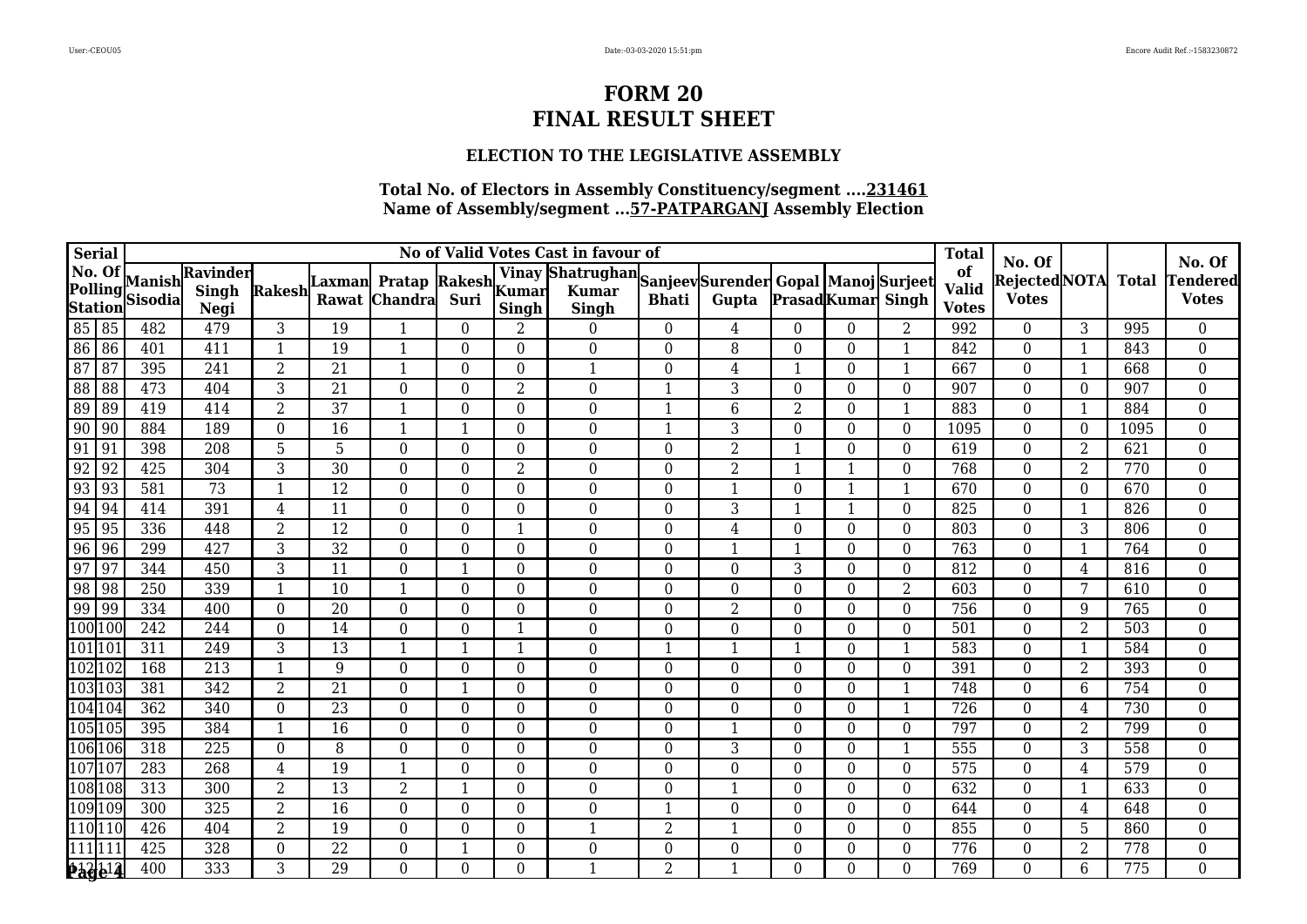# FORM 20
# FINAL RESULT SHEET

### ELECTION TO THE LEGISLATIVE ASSEMBLY

**Total No. of Electors in Assembly Constituency/segment ....231461**
**Name of Assembly/segment ...57-PATPARGANJ Assembly Election**

| Serial | No. Of Polling Station | Manish Sisodia | Ravinder Singh Negi | Rakesh | Laxman Rawat | Pratap Chandra | Rakesh Suri | Vinay Kumar Singh | Shatrughan Kumar Singh | Sanjeev Bhati | Surender Gupta | Gopal Prasad | Manoj Kumar | Surjeet Singh | Total of Valid Votes | No. Of Rejected Votes | NOTA | Total | No. Of Tendered Votes |
|---|---|---|---|---|---|---|---|---|---|---|---|---|---|---|---|---|---|---|---|
| 85 | 85 | 482 | 479 | 3 | 19 | 1 | 0 | 2 | 0 | 0 | 4 | 0 | 0 | 2 | 992 | 0 | 3 | 995 | 0 |
| 86 | 86 | 401 | 411 | 1 | 19 | 1 | 0 | 0 | 0 | 0 | 8 | 0 | 0 | 1 | 842 | 0 | 1 | 843 | 0 |
| 87 | 87 | 395 | 241 | 2 | 21 | 1 | 0 | 0 | 1 | 0 | 4 | 1 | 0 | 1 | 667 | 0 | 1 | 668 | 0 |
| 88 | 88 | 473 | 404 | 3 | 21 | 0 | 0 | 2 | 0 | 1 | 3 | 0 | 0 | 0 | 907 | 0 | 0 | 907 | 0 |
| 89 | 89 | 419 | 414 | 2 | 37 | 1 | 0 | 0 | 0 | 1 | 6 | 2 | 0 | 1 | 883 | 0 | 1 | 884 | 0 |
| 90 | 90 | 884 | 189 | 0 | 16 | 1 | 1 | 0 | 0 | 1 | 3 | 0 | 0 | 0 | 1095 | 0 | 0 | 1095 | 0 |
| 91 | 91 | 398 | 208 | 5 | 5 | 0 | 0 | 0 | 0 | 0 | 2 | 1 | 0 | 0 | 619 | 0 | 2 | 621 | 0 |
| 92 | 92 | 425 | 304 | 3 | 30 | 0 | 0 | 2 | 0 | 0 | 2 | 1 | 1 | 0 | 768 | 0 | 2 | 770 | 0 |
| 93 | 93 | 581 | 73 | 1 | 12 | 0 | 0 | 0 | 0 | 0 | 1 | 0 | 1 | 1 | 670 | 0 | 0 | 670 | 0 |
| 94 | 94 | 414 | 391 | 4 | 11 | 0 | 0 | 0 | 0 | 0 | 3 | 1 | 1 | 0 | 825 | 0 | 1 | 826 | 0 |
| 95 | 95 | 336 | 448 | 2 | 12 | 0 | 0 | 1 | 0 | 0 | 4 | 0 | 0 | 0 | 803 | 0 | 3 | 806 | 0 |
| 96 | 96 | 299 | 427 | 3 | 32 | 0 | 0 | 0 | 0 | 0 | 1 | 1 | 0 | 0 | 763 | 0 | 1 | 764 | 0 |
| 97 | 97 | 344 | 450 | 3 | 11 | 0 | 1 | 0 | 0 | 0 | 0 | 3 | 0 | 0 | 812 | 0 | 4 | 816 | 0 |
| 98 | 98 | 250 | 339 | 1 | 10 | 1 | 0 | 0 | 0 | 0 | 0 | 0 | 0 | 2 | 603 | 0 | 7 | 610 | 0 |
| 99 | 99 | 334 | 400 | 0 | 20 | 0 | 0 | 0 | 0 | 0 | 2 | 0 | 0 | 0 | 756 | 0 | 9 | 765 | 0 |
| 100 | 100 | 242 | 244 | 0 | 14 | 0 | 0 | 1 | 0 | 0 | 0 | 0 | 0 | 0 | 501 | 0 | 2 | 503 | 0 |
| 101 | 101 | 311 | 249 | 3 | 13 | 1 | 1 | 1 | 0 | 1 | 1 | 1 | 0 | 1 | 583 | 0 | 1 | 584 | 0 |
| 102 | 102 | 168 | 213 | 1 | 9 | 0 | 0 | 0 | 0 | 0 | 0 | 0 | 0 | 0 | 391 | 0 | 2 | 393 | 0 |
| 103 | 103 | 381 | 342 | 2 | 21 | 0 | 1 | 0 | 0 | 0 | 0 | 0 | 0 | 1 | 748 | 0 | 6 | 754 | 0 |
| 104 | 104 | 362 | 340 | 0 | 23 | 0 | 0 | 0 | 0 | 0 | 0 | 0 | 0 | 1 | 726 | 0 | 4 | 730 | 0 |
| 105 | 105 | 395 | 384 | 1 | 16 | 0 | 0 | 0 | 0 | 0 | 1 | 0 | 0 | 0 | 797 | 0 | 2 | 799 | 0 |
| 106 | 106 | 318 | 225 | 0 | 8 | 0 | 0 | 0 | 0 | 0 | 3 | 0 | 0 | 1 | 555 | 0 | 3 | 558 | 0 |
| 107 | 107 | 283 | 268 | 4 | 19 | 1 | 0 | 0 | 0 | 0 | 0 | 0 | 0 | 0 | 575 | 0 | 4 | 579 | 0 |
| 108 | 108 | 313 | 300 | 2 | 13 | 2 | 1 | 0 | 0 | 0 | 1 | 0 | 0 | 0 | 632 | 0 | 1 | 633 | 0 |
| 109 | 109 | 300 | 325 | 2 | 16 | 0 | 0 | 0 | 0 | 1 | 0 | 0 | 0 | 0 | 644 | 0 | 4 | 648 | 0 |
| 110 | 110 | 426 | 404 | 2 | 19 | 0 | 0 | 0 | 1 | 2 | 1 | 0 | 0 | 0 | 855 | 0 | 5 | 860 | 0 |
| 111 | 111 | 425 | 328 | 0 | 22 | 0 | 1 | 0 | 0 | 0 | 0 | 0 | 0 | 0 | 776 | 0 | 2 | 778 | 0 |
| 112 | 112 | 400 | 333 | 3 | 29 | 0 | 0 | 0 | 1 | 2 | 1 | 0 | 0 | 0 | 769 | 0 | 6 | 775 | 0 |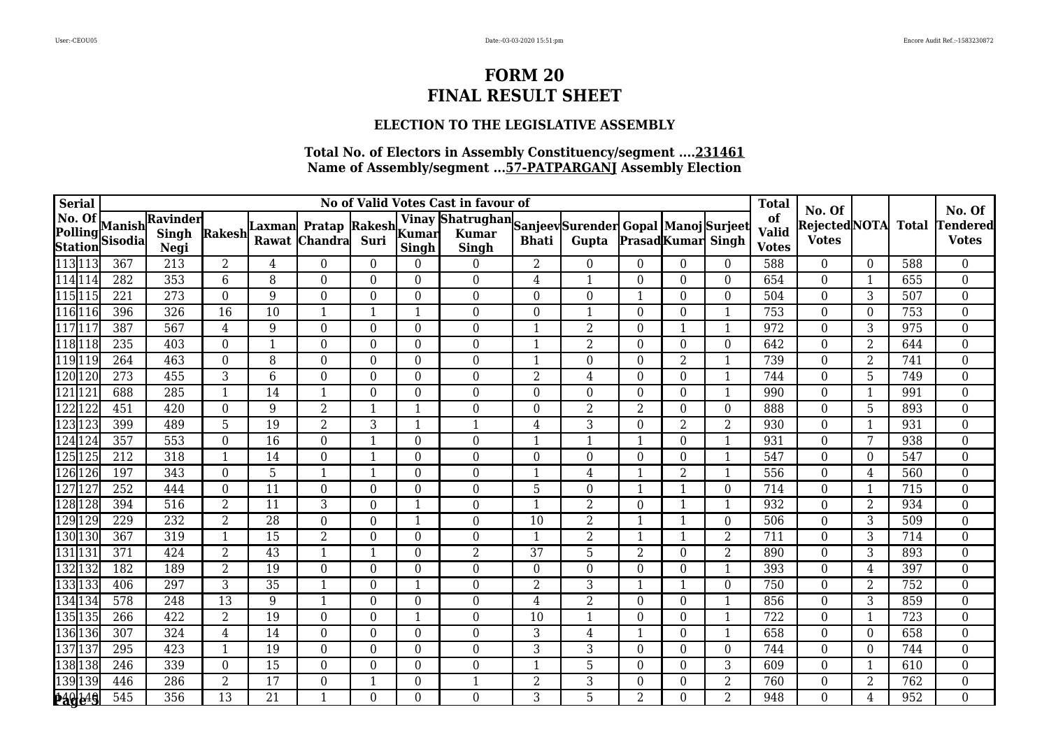# FORM 20
# FINAL RESULT SHEET

### ELECTION TO THE LEGISLATIVE ASSEMBLY

**Total No. of Electors in Assembly Constituency/segment ....231461**
**Name of Assembly/segment ...57-PATPARGANJ Assembly Election**

| Serial No. Of Polling Station | | No of Valid Votes Cast in favour of | | | | | | | | | | | | | Total of Valid Votes | No. Of Rejected Votes | NOTA | Total | No. Of Tendered Votes |
|---|---|---|---|---|---|---|---|---|---|---|---|---|---|---|---|---|---|---|---|
| | | Manish Sisodia | Ravinder Singh Negi | Rakesh | Laxman Rawat | Pratap Chandra | Rakesh Suri | Vinay Kumar Singh | Shatrughan Kumar Singh | Sanjeev Bhati | Surender Gupta | Gopal Prasad | Manoj Kumar | Surjeet Singh | | | | | |
| 113 | 113 | 367 | 213 | 2 | 4 | 0 | 0 | 0 | 0 | 2 | 0 | 0 | 0 | 0 | 588 | 0 | 0 | 588 | 0 |
| 114 | 114 | 282 | 353 | 6 | 8 | 0 | 0 | 0 | 0 | 4 | 1 | 0 | 0 | 0 | 654 | 0 | 1 | 655 | 0 |
| 115 | 115 | 221 | 273 | 0 | 9 | 0 | 0 | 0 | 0 | 0 | 0 | 1 | 0 | 0 | 504 | 0 | 3 | 507 | 0 |
| 116 | 116 | 396 | 326 | 16 | 10 | 1 | 1 | 1 | 0 | 0 | 1 | 0 | 0 | 1 | 753 | 0 | 0 | 753 | 0 |
| 117 | 117 | 387 | 567 | 4 | 9 | 0 | 0 | 0 | 0 | 1 | 2 | 0 | 1 | 1 | 972 | 0 | 3 | 975 | 0 |
| 118 | 118 | 235 | 403 | 0 | 1 | 0 | 0 | 0 | 0 | 1 | 2 | 0 | 0 | 0 | 642 | 0 | 2 | 644 | 0 |
| 119 | 119 | 264 | 463 | 0 | 8 | 0 | 0 | 0 | 0 | 1 | 0 | 0 | 2 | 1 | 739 | 0 | 2 | 741 | 0 |
| 120 | 120 | 273 | 455 | 3 | 6 | 0 | 0 | 0 | 0 | 2 | 4 | 0 | 0 | 1 | 744 | 0 | 5 | 749 | 0 |
| 121 | 121 | 688 | 285 | 1 | 14 | 1 | 0 | 0 | 0 | 0 | 0 | 0 | 0 | 1 | 990 | 0 | 1 | 991 | 0 |
| 122 | 122 | 451 | 420 | 0 | 9 | 2 | 1 | 1 | 0 | 0 | 2 | 2 | 0 | 0 | 888 | 0 | 5 | 893 | 0 |
| 123 | 123 | 399 | 489 | 5 | 19 | 2 | 3 | 1 | 1 | 4 | 3 | 0 | 2 | 2 | 930 | 0 | 1 | 931 | 0 |
| 124 | 124 | 357 | 553 | 0 | 16 | 0 | 1 | 0 | 0 | 1 | 1 | 1 | 0 | 1 | 931 | 0 | 7 | 938 | 0 |
| 125 | 125 | 212 | 318 | 1 | 14 | 0 | 1 | 0 | 0 | 0 | 0 | 0 | 0 | 1 | 547 | 0 | 0 | 547 | 0 |
| 126 | 126 | 197 | 343 | 0 | 5 | 1 | 1 | 0 | 0 | 1 | 4 | 1 | 2 | 1 | 556 | 0 | 4 | 560 | 0 |
| 127 | 127 | 252 | 444 | 0 | 11 | 0 | 0 | 0 | 0 | 5 | 0 | 1 | 1 | 0 | 714 | 0 | 1 | 715 | 0 |
| 128 | 128 | 394 | 516 | 2 | 11 | 3 | 0 | 1 | 0 | 1 | 2 | 0 | 1 | 1 | 932 | 0 | 2 | 934 | 0 |
| 129 | 129 | 229 | 232 | 2 | 28 | 0 | 0 | 1 | 0 | 10 | 2 | 1 | 1 | 0 | 506 | 0 | 3 | 509 | 0 |
| 130 | 130 | 367 | 319 | 1 | 15 | 2 | 0 | 0 | 0 | 1 | 2 | 1 | 1 | 2 | 711 | 0 | 3 | 714 | 0 |
| 131 | 131 | 371 | 424 | 2 | 43 | 1 | 1 | 0 | 2 | 37 | 5 | 2 | 0 | 2 | 890 | 0 | 3 | 893 | 0 |
| 132 | 132 | 182 | 189 | 2 | 19 | 0 | 0 | 0 | 0 | 0 | 0 | 0 | 0 | 1 | 393 | 0 | 4 | 397 | 0 |
| 133 | 133 | 406 | 297 | 3 | 35 | 1 | 0 | 1 | 0 | 2 | 3 | 1 | 1 | 0 | 750 | 0 | 2 | 752 | 0 |
| 134 | 134 | 578 | 248 | 13 | 9 | 1 | 0 | 0 | 0 | 4 | 2 | 0 | 0 | 1 | 856 | 0 | 3 | 859 | 0 |
| 135 | 135 | 266 | 422 | 2 | 19 | 0 | 0 | 1 | 0 | 10 | 1 | 0 | 0 | 1 | 722 | 0 | 1 | 723 | 0 |
| 136 | 136 | 307 | 324 | 4 | 14 | 0 | 0 | 0 | 0 | 3 | 4 | 1 | 0 | 1 | 658 | 0 | 0 | 658 | 0 |
| 137 | 137 | 295 | 423 | 1 | 19 | 0 | 0 | 0 | 0 | 3 | 3 | 0 | 0 | 0 | 744 | 0 | 0 | 744 | 0 |
| 138 | 138 | 246 | 339 | 0 | 15 | 0 | 0 | 0 | 0 | 1 | 5 | 0 | 0 | 3 | 609 | 0 | 1 | 610 | 0 |
| 139 | 139 | 446 | 286 | 2 | 17 | 0 | 1 | 0 | 1 | 2 | 3 | 0 | 0 | 2 | 760 | 0 | 2 | 762 | 0 |
| 140 | 140 | 545 | 356 | 13 | 21 | 1 | 0 | 0 | 0 | 3 | 5 | 2 | 0 | 2 | 948 | 0 | 4 | 952 | 0 |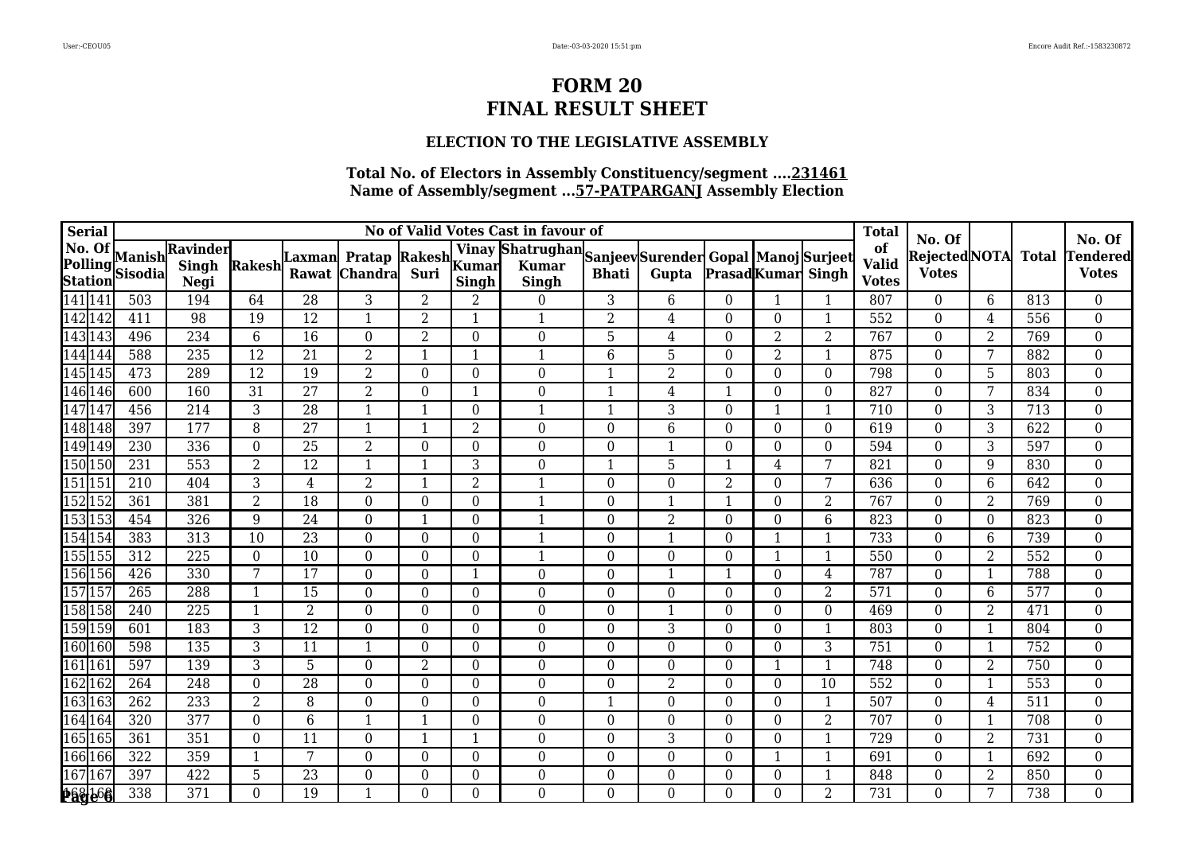# FORM 20
# FINAL RESULT SHEET

### ELECTION TO THE LEGISLATIVE ASSEMBLY

**Total No. of Electors in Assembly Constituency/segment ....231461**
**Name of Assembly/segment ...57-PATPARGANJ Assembly Election**

| Serial No. Of Polling Station | | Manish Sisodia | Ravinder Singh Negi | Rakesh | Laxman Rawat | Pratap Chandra | Rakesh Suri | Vinay Kumar Singh | Shatrughan Kumar Singh | Sanjeev Bhati | Surender Gupta | Gopal Prasad | Manoj Kumar | Surjeet Singh | Total of Valid Votes | No. Of Rejected Votes | NOTA | Total | No. Of Tendered Votes |
|---|---|---|---|---|---|---|---|---|---|---|---|---|---|---|---|---|---|---|---|
| 141 | 141 | 503 | 194 | 64 | 28 | 3 | 2 | 2 | 0 | 3 | 6 | 0 | 1 | 1 | 807 | 0 | 6 | 813 | 0 |
| 142 | 142 | 411 | 98 | 19 | 12 | 1 | 2 | 1 | 1 | 2 | 4 | 0 | 0 | 1 | 552 | 0 | 4 | 556 | 0 |
| 143 | 143 | 496 | 234 | 6 | 16 | 0 | 2 | 0 | 0 | 5 | 4 | 0 | 2 | 2 | 767 | 0 | 2 | 769 | 0 |
| 144 | 144 | 588 | 235 | 12 | 21 | 2 | 1 | 1 | 1 | 6 | 5 | 0 | 2 | 1 | 875 | 0 | 7 | 882 | 0 |
| 145 | 145 | 473 | 289 | 12 | 19 | 2 | 0 | 0 | 0 | 1 | 2 | 0 | 0 | 0 | 798 | 0 | 5 | 803 | 0 |
| 146 | 146 | 600 | 160 | 31 | 27 | 2 | 0 | 1 | 0 | 1 | 4 | 1 | 0 | 0 | 827 | 0 | 7 | 834 | 0 |
| 147 | 147 | 456 | 214 | 3 | 28 | 1 | 1 | 0 | 1 | 1 | 3 | 0 | 1 | 1 | 710 | 0 | 3 | 713 | 0 |
| 148 | 148 | 397 | 177 | 8 | 27 | 1 | 1 | 2 | 0 | 0 | 6 | 0 | 0 | 0 | 619 | 0 | 3 | 622 | 0 |
| 149 | 149 | 230 | 336 | 0 | 25 | 2 | 0 | 0 | 0 | 0 | 1 | 0 | 0 | 0 | 594 | 0 | 3 | 597 | 0 |
| 150 | 150 | 231 | 553 | 2 | 12 | 1 | 1 | 3 | 0 | 1 | 5 | 1 | 4 | 7 | 821 | 0 | 9 | 830 | 0 |
| 151 | 151 | 210 | 404 | 3 | 4 | 2 | 1 | 2 | 1 | 0 | 0 | 2 | 0 | 7 | 636 | 0 | 6 | 642 | 0 |
| 152 | 152 | 361 | 381 | 2 | 18 | 0 | 0 | 0 | 1 | 0 | 1 | 1 | 0 | 2 | 767 | 0 | 2 | 769 | 0 |
| 153 | 153 | 454 | 326 | 9 | 24 | 0 | 1 | 0 | 1 | 0 | 2 | 0 | 0 | 6 | 823 | 0 | 0 | 823 | 0 |
| 154 | 154 | 383 | 313 | 10 | 23 | 0 | 0 | 0 | 1 | 0 | 1 | 0 | 1 | 1 | 733 | 0 | 6 | 739 | 0 |
| 155 | 155 | 312 | 225 | 0 | 10 | 0 | 0 | 0 | 1 | 0 | 0 | 0 | 1 | 1 | 550 | 0 | 2 | 552 | 0 |
| 156 | 156 | 426 | 330 | 7 | 17 | 0 | 0 | 1 | 0 | 0 | 1 | 1 | 0 | 4 | 787 | 0 | 1 | 788 | 0 |
| 157 | 157 | 265 | 288 | 1 | 15 | 0 | 0 | 0 | 0 | 0 | 0 | 0 | 0 | 2 | 571 | 0 | 6 | 577 | 0 |
| 158 | 158 | 240 | 225 | 1 | 2 | 0 | 0 | 0 | 0 | 0 | 1 | 0 | 0 | 0 | 469 | 0 | 2 | 471 | 0 |
| 159 | 159 | 601 | 183 | 3 | 12 | 0 | 0 | 0 | 0 | 0 | 3 | 0 | 0 | 1 | 803 | 0 | 1 | 804 | 0 |
| 160 | 160 | 598 | 135 | 3 | 11 | 1 | 0 | 0 | 0 | 0 | 0 | 0 | 0 | 3 | 751 | 0 | 1 | 752 | 0 |
| 161 | 161 | 597 | 139 | 3 | 5 | 0 | 2 | 0 | 0 | 0 | 0 | 0 | 1 | 1 | 748 | 0 | 2 | 750 | 0 |
| 162 | 162 | 264 | 248 | 0 | 28 | 0 | 0 | 0 | 0 | 0 | 2 | 0 | 0 | 10 | 552 | 0 | 1 | 553 | 0 |
| 163 | 163 | 262 | 233 | 2 | 8 | 0 | 0 | 0 | 0 | 1 | 0 | 0 | 0 | 1 | 507 | 0 | 4 | 511 | 0 |
| 164 | 164 | 320 | 377 | 0 | 6 | 1 | 1 | 0 | 0 | 0 | 0 | 0 | 0 | 2 | 707 | 0 | 1 | 708 | 0 |
| 165 | 165 | 361 | 351 | 0 | 11 | 0 | 1 | 1 | 0 | 0 | 3 | 0 | 0 | 1 | 729 | 0 | 2 | 731 | 0 |
| 166 | 166 | 322 | 359 | 1 | 7 | 0 | 0 | 0 | 0 | 0 | 0 | 0 | 1 | 1 | 691 | 0 | 1 | 692 | 0 |
| 167 | 167 | 397 | 422 | 5 | 23 | 0 | 0 | 0 | 0 | 0 | 0 | 0 | 0 | 1 | 848 | 0 | 2 | 850 | 0 |
| 168 | 168 | 338 | 371 | 0 | 19 | 1 | 0 | 0 | 0 | 0 | 0 | 0 | 0 | 2 | 731 | 0 | 7 | 738 | 0 |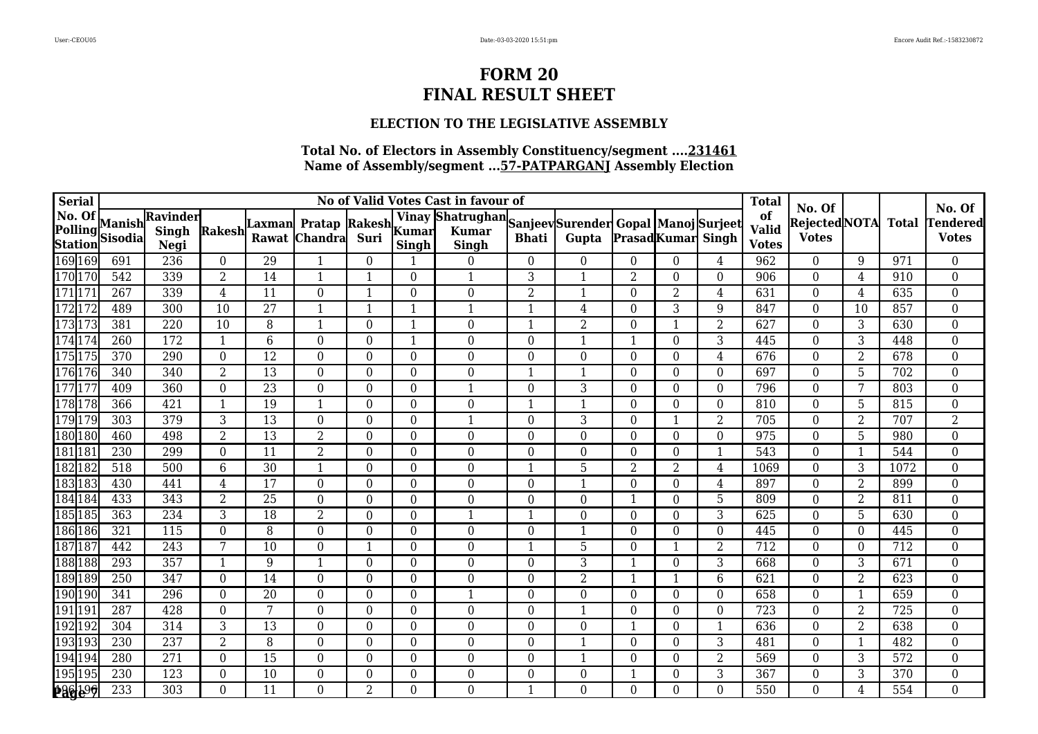# FORM 20
# FINAL RESULT SHEET

### ELECTION TO THE LEGISLATIVE ASSEMBLY

**Total No. of Electors in Assembly Constituency/segment ....231461**
**Name of Assembly/segment ...57-PATPARGANJ Assembly Election**

| Serial No. Of Polling Station | | No of Valid Votes Cast in favour of | | | | | | | | | | | | | Total of Valid Votes | No. Of Rejected Votes | NOTA | Total | No. Of Tendered Votes |
|---|---|---|---|---|---|---|---|---|---|---|---|---|---|---|---|---|---|---|---|
| | | Manish Sisodia | Ravinder Singh Negi | Rakesh | Laxman Rawat | Pratap Chandra | Rakesh Suri | Vinay Kumar Singh | Shatrughan Kumar Singh | Sanjeev Bhati | Surender Gupta | Gopal Prasad | Manoj Kumar | Surjeet Singh | | | | | |
| 169 | 169 | 691 | 236 | 0 | 29 | 1 | 0 | 1 | 0 | 0 | 0 | 0 | 0 | 4 | 962 | 0 | 9 | 971 | 0 |
| 170 | 170 | 542 | 339 | 2 | 14 | 1 | 1 | 0 | 1 | 3 | 1 | 2 | 0 | 0 | 906 | 0 | 4 | 910 | 0 |
| 171 | 171 | 267 | 339 | 4 | 11 | 0 | 1 | 0 | 0 | 2 | 1 | 0 | 2 | 4 | 631 | 0 | 4 | 635 | 0 |
| 172 | 172 | 489 | 300 | 10 | 27 | 1 | 1 | 1 | 1 | 1 | 4 | 0 | 3 | 9 | 847 | 0 | 10 | 857 | 0 |
| 173 | 173 | 381 | 220 | 10 | 8 | 1 | 0 | 1 | 0 | 1 | 2 | 0 | 1 | 2 | 627 | 0 | 3 | 630 | 0 |
| 174 | 174 | 260 | 172 | 1 | 6 | 0 | 0 | 1 | 0 | 0 | 1 | 1 | 0 | 3 | 445 | 0 | 3 | 448 | 0 |
| 175 | 175 | 370 | 290 | 0 | 12 | 0 | 0 | 0 | 0 | 0 | 0 | 0 | 0 | 4 | 676 | 0 | 2 | 678 | 0 |
| 176 | 176 | 340 | 340 | 2 | 13 | 0 | 0 | 0 | 0 | 1 | 1 | 0 | 0 | 0 | 697 | 0 | 5 | 702 | 0 |
| 177 | 177 | 409 | 360 | 0 | 23 | 0 | 0 | 0 | 1 | 0 | 3 | 0 | 0 | 0 | 796 | 0 | 7 | 803 | 0 |
| 178 | 178 | 366 | 421 | 1 | 19 | 1 | 0 | 0 | 0 | 1 | 1 | 0 | 0 | 0 | 810 | 0 | 5 | 815 | 0 |
| 179 | 179 | 303 | 379 | 3 | 13 | 0 | 0 | 0 | 1 | 0 | 3 | 0 | 1 | 2 | 705 | 0 | 2 | 707 | 2 |
| 180 | 180 | 460 | 498 | 2 | 13 | 2 | 0 | 0 | 0 | 0 | 0 | 0 | 0 | 0 | 975 | 0 | 5 | 980 | 0 |
| 181 | 181 | 230 | 299 | 0 | 11 | 2 | 0 | 0 | 0 | 0 | 0 | 0 | 0 | 1 | 543 | 0 | 1 | 544 | 0 |
| 182 | 182 | 518 | 500 | 6 | 30 | 1 | 0 | 0 | 0 | 1 | 5 | 2 | 2 | 4 | 1069 | 0 | 3 | 1072 | 0 |
| 183 | 183 | 430 | 441 | 4 | 17 | 0 | 0 | 0 | 0 | 0 | 1 | 0 | 0 | 4 | 897 | 0 | 2 | 899 | 0 |
| 184 | 184 | 433 | 343 | 2 | 25 | 0 | 0 | 0 | 0 | 0 | 0 | 1 | 0 | 5 | 809 | 0 | 2 | 811 | 0 |
| 185 | 185 | 363 | 234 | 3 | 18 | 2 | 0 | 0 | 1 | 1 | 0 | 0 | 0 | 3 | 625 | 0 | 5 | 630 | 0 |
| 186 | 186 | 321 | 115 | 0 | 8 | 0 | 0 | 0 | 0 | 0 | 1 | 0 | 0 | 0 | 445 | 0 | 0 | 445 | 0 |
| 187 | 187 | 442 | 243 | 7 | 10 | 0 | 1 | 0 | 0 | 1 | 5 | 0 | 1 | 2 | 712 | 0 | 0 | 712 | 0 |
| 188 | 188 | 293 | 357 | 1 | 9 | 1 | 0 | 0 | 0 | 0 | 3 | 1 | 0 | 3 | 668 | 0 | 3 | 671 | 0 |
| 189 | 189 | 250 | 347 | 0 | 14 | 0 | 0 | 0 | 0 | 0 | 2 | 1 | 1 | 6 | 621 | 0 | 2 | 623 | 0 |
| 190 | 190 | 341 | 296 | 0 | 20 | 0 | 0 | 0 | 1 | 0 | 0 | 0 | 0 | 0 | 658 | 0 | 1 | 659 | 0 |
| 191 | 191 | 287 | 428 | 0 | 7 | 0 | 0 | 0 | 0 | 0 | 1 | 0 | 0 | 0 | 723 | 0 | 2 | 725 | 0 |
| 192 | 192 | 304 | 314 | 3 | 13 | 0 | 0 | 0 | 0 | 0 | 0 | 1 | 0 | 1 | 636 | 0 | 2 | 638 | 0 |
| 193 | 193 | 230 | 237 | 2 | 8 | 0 | 0 | 0 | 0 | 0 | 1 | 0 | 0 | 3 | 481 | 0 | 1 | 482 | 0 |
| 194 | 194 | 280 | 271 | 0 | 15 | 0 | 0 | 0 | 0 | 0 | 1 | 0 | 0 | 2 | 569 | 0 | 3 | 572 | 0 |
| 195 | 195 | 230 | 123 | 0 | 10 | 0 | 0 | 0 | 0 | 0 | 0 | 1 | 0 | 3 | 367 | 0 | 3 | 370 | 0 |
| 196 | 196 | 233 | 303 | 0 | 11 | 0 | 2 | 0 | 0 | 1 | 0 | 0 | 0 | 0 | 550 | 0 | 4 | 554 | 0 |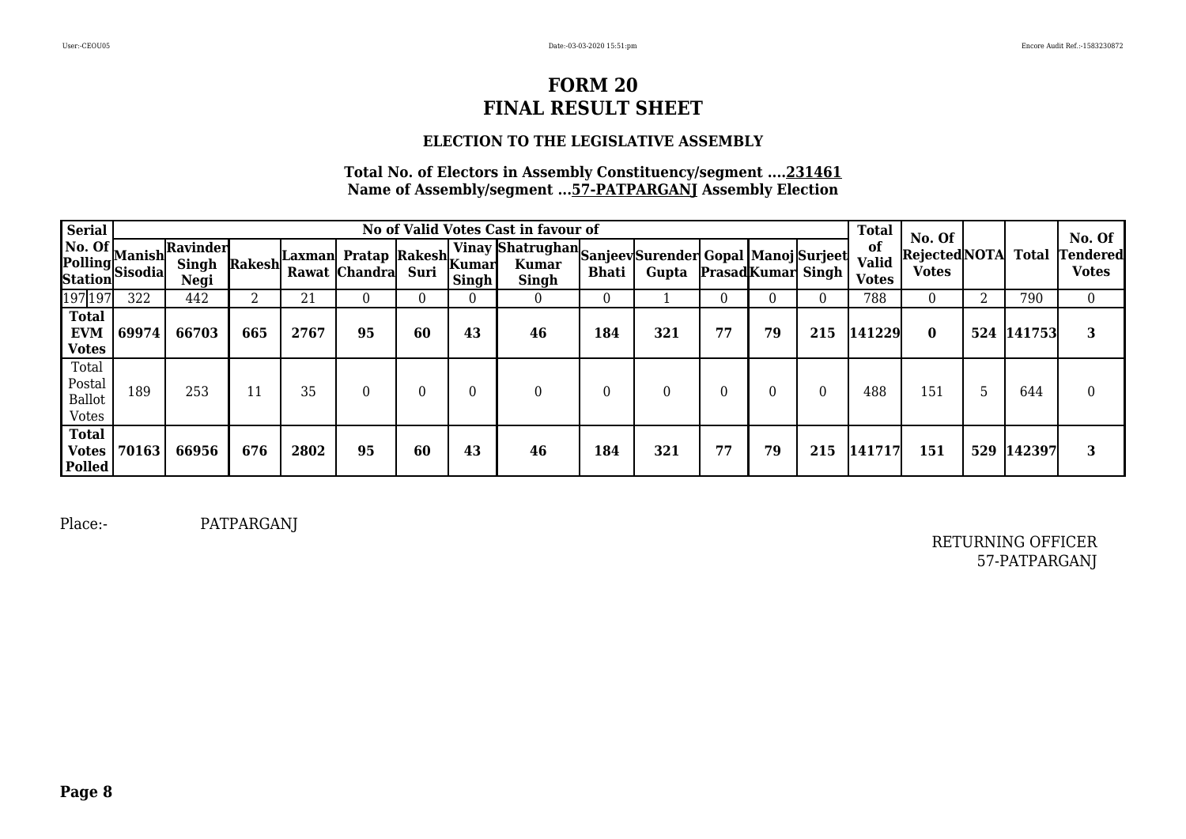# FORM 20
# FINAL RESULT SHEET

### ELECTION TO THE LEGISLATIVE ASSEMBLY

**Total No. of Electors in Assembly Constituency/segment ....231461**
**Name of Assembly/segment ...57-PATPARGANJ Assembly Election**

| Serial No. Of Polling Station | | No of Valid Votes Cast in favour of | | | | | | | | | | | | | Total of Valid Votes | No. Of Rejected Votes | NOTA | Total | No. Of Tendered Votes |
|---|---|---|---|---|---|---|---|---|---|---|---|---|---|---|---|---|---|---|---|
| | | Manish Sisodia | Ravinder Singh Negi | Rakesh | Laxman Rawat | Pratap Chandra | Rakesh Suri | Vinay Kumar Singh | Shatrughan Kumar Singh | Sanjeev Bhati | Surender Gupta | Gopal Prasad | Manoj Kumar | Surjeet Singh | | | | | |
| 197 | 197 | 322 | 442 | 2 | 21 | 0 | 0 | 0 | 0 | 0 | 1 | 0 | 0 | 0 | 788 | 0 | 2 | 790 | 0 |
| **Total EVM Votes** | | **69974** | **66703** | **665** | **2767** | **95** | **60** | **43** | **46** | **184** | **321** | **77** | **79** | **215** | **141229** | **0** | **524** | **141753** | **3** |
| Total Postal Ballot Votes | | 189 | 253 | 11 | 35 | 0 | 0 | 0 | 0 | 0 | 0 | 0 | 0 | 0 | 488 | 151 | 5 | 644 | 0 |
| **Total Votes Polled** | | **70163** | **66956** | **676** | **2802** | **95** | **60** | **43** | **46** | **184** | **321** | **77** | **79** | **215** | **141717** | **151** | **529** | **142397** | **3** |

Place:- PATPARGANJ

RETURNING OFFICER
57-PATPARGANJ